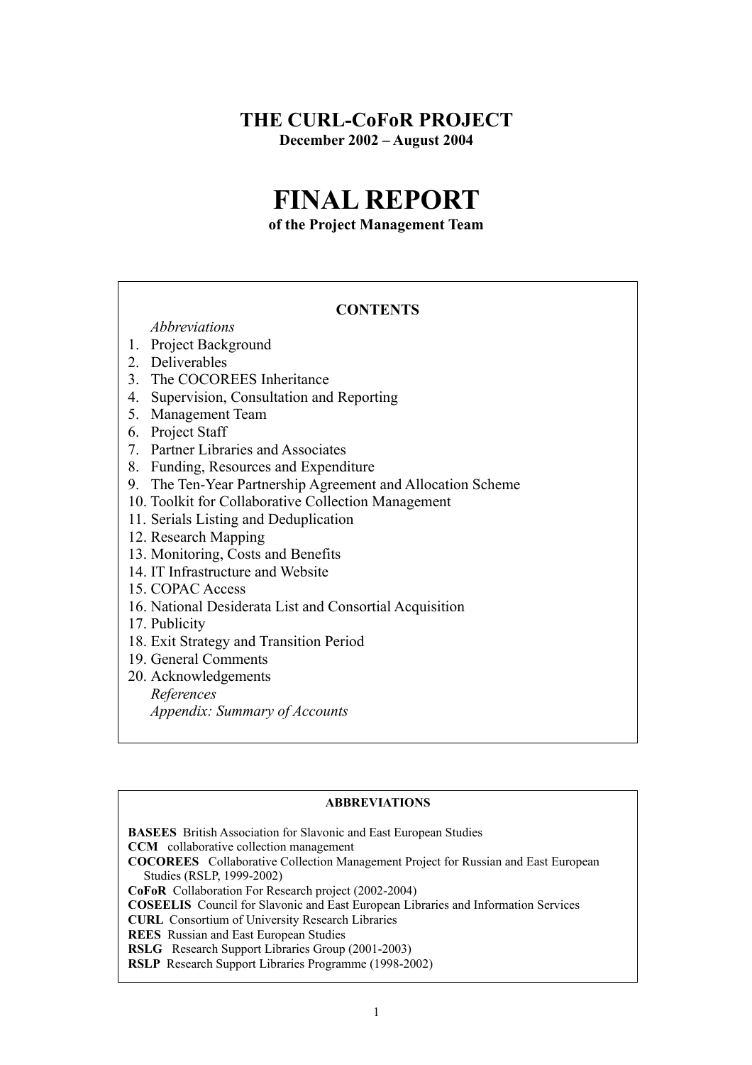# THE CURL-CoFoR PROJECT

**December 2002 – August 2004**

# FINAL REPORT

**of the Project Management Team**

## CONTENTS

*Abbreviations*

1. Project Background
2. Deliverables
3. The COCOREES Inheritance
4. Supervision, Consultation and Reporting
5. Management Team
6. Project Staff
7. Partner Libraries and Associates
8. Funding, Resources and Expenditure
9. The Ten-Year Partnership Agreement and Allocation Scheme
10. Toolkit for Collaborative Collection Management
11. Serials Listing and Deduplication
12. Research Mapping
13. Monitoring, Costs and Benefits
14. IT Infrastructure and Website
15. COPAC Access
16. National Desiderata List and Consortial Acquisition
17. Publicity
18. Exit Strategy and Transition Period
19. General Comments
20. Acknowledgements

*References*

*Appendix: Summary of Accounts*

## ABBREVIATIONS

**BASEES** British Association for Slavonic and East European Studies
**CCM** collaborative collection management
**COCOREES** Collaborative Collection Management Project for Russian and East European Studies (RSLP, 1999-2002)
**CoFoR** Collaboration For Research project (2002-2004)
**COSEELIS** Council for Slavonic and East European Libraries and Information Services
**CURL** Consortium of University Research Libraries
**REES** Russian and East European Studies
**RSLG** Research Support Libraries Group (2001-2003)
**RSLP** Research Support Libraries Programme (1998-2002)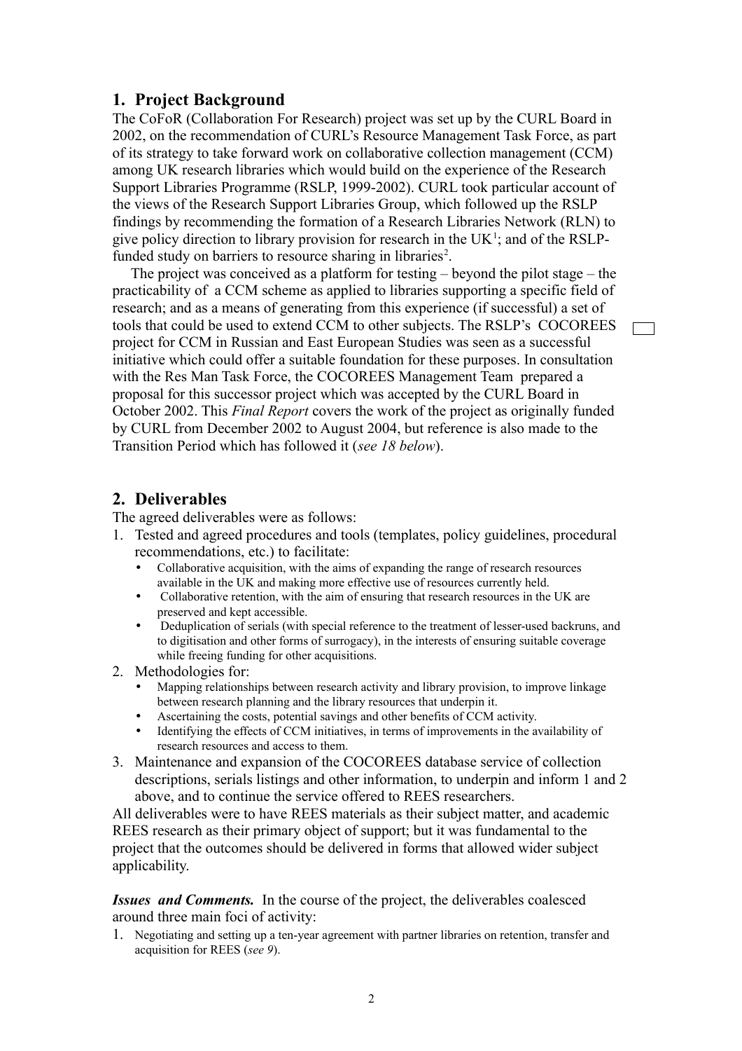## 1. Project Background

The CoFoR (Collaboration For Research) project was set up by the CURL Board in 2002, on the recommendation of CURL's Resource Management Task Force, as part of its strategy to take forward work on collaborative collection management (CCM) among UK research libraries which would build on the experience of the Research Support Libraries Programme (RSLP, 1999-2002). CURL took particular account of the views of the Research Support Libraries Group, which followed up the RSLP findings by recommending the formation of a Research Libraries Network (RLN) to give policy direction to library provision for research in the UK[1]; and of the RSLP-funded study on barriers to resource sharing in libraries[2].

The project was conceived as a platform for testing – beyond the pilot stage – the practicability of a CCM scheme as applied to libraries supporting a specific field of research; and as a means of generating from this experience (if successful) a set of tools that could be used to extend CCM to other subjects. The RSLP's COCOREES project for CCM in Russian and East European Studies was seen as a successful initiative which could offer a suitable foundation for these purposes. In consultation with the Res Man Task Force, the COCOREES Management Team prepared a proposal for this successor project which was accepted by the CURL Board in October 2002. This *Final Report* covers the work of the project as originally funded by CURL from December 2002 to August 2004, but reference is also made to the Transition Period which has followed it (*see 18 below*).

## 2. Deliverables

The agreed deliverables were as follows:

1. Tested and agreed procedures and tools (templates, policy guidelines, procedural recommendations, etc.) to facilitate:
   - Collaborative acquisition, with the aims of expanding the range of research resources available in the UK and making more effective use of resources currently held.
   - Collaborative retention, with the aim of ensuring that research resources in the UK are preserved and kept accessible.
   - Deduplication of serials (with special reference to the treatment of lesser-used backruns, and to digitisation and other forms of surrogacy), in the interests of ensuring suitable coverage while freeing funding for other acquisitions.
2. Methodologies for:
   - Mapping relationships between research activity and library provision, to improve linkage between research planning and the library resources that underpin it.
   - Ascertaining the costs, potential savings and other benefits of CCM activity.
   - Identifying the effects of CCM initiatives, in terms of improvements in the availability of research resources and access to them.
3. Maintenance and expansion of the COCOREES database service of collection descriptions, serials listings and other information, to underpin and inform 1 and 2 above, and to continue the service offered to REES researchers.

All deliverables were to have REES materials as their subject matter, and academic REES research as their primary object of support; but it was fundamental to the project that the outcomes should be delivered in forms that allowed wider subject applicability.

***Issues and Comments.*** In the course of the project, the deliverables coalesced around three main foci of activity:

1. Negotiating and setting up a ten-year agreement with partner libraries on retention, transfer and acquisition for REES (*see 9*).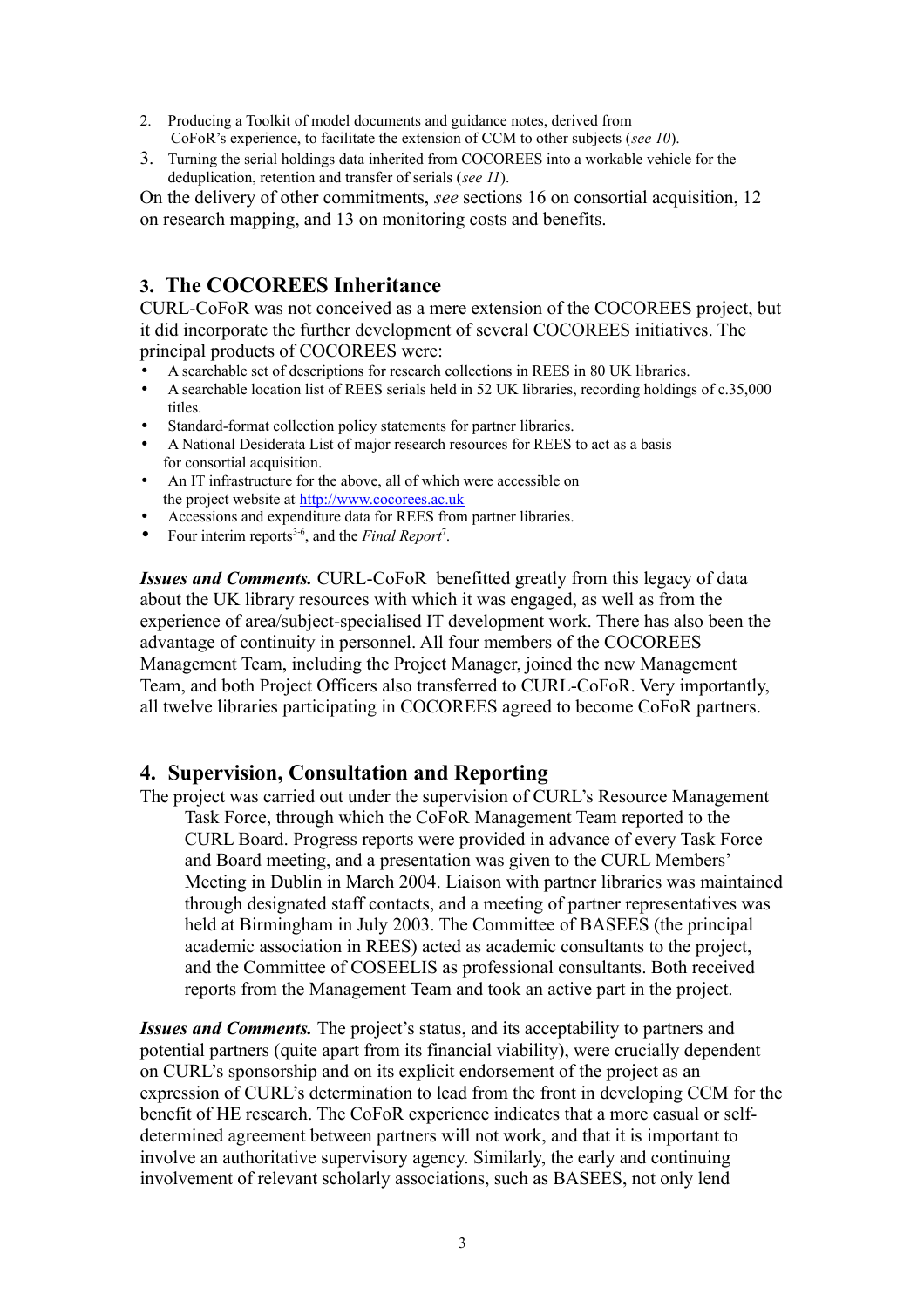2. Producing a Toolkit of model documents and guidance notes, derived from CoFoR's experience, to facilitate the extension of CCM to other subjects (*see 10*).
3. Turning the serial holdings data inherited from COCOREES into a workable vehicle for the deduplication, retention and transfer of serials (*see 11*).

On the delivery of other commitments, *see* sections 16 on consortial acquisition, 12 on research mapping, and 13 on monitoring costs and benefits.

## 3. The COCOREES Inheritance

CURL-CoFoR was not conceived as a mere extension of the COCOREES project, but it did incorporate the further development of several COCOREES initiatives. The principal products of COCOREES were:

- A searchable set of descriptions for research collections in REES in 80 UK libraries.
- A searchable location list of REES serials held in 52 UK libraries, recording holdings of c.35,000 titles.
- Standard-format collection policy statements for partner libraries.
- A National Desiderata List of major research resources for REES to act as a basis for consortial acquisition.
- An IT infrastructure for the above, all of which were accessible on the project website at http://www.cocorees.ac.uk
- Accessions and expenditure data for REES from partner libraries.
- Four interim reports[3-6], and the *Final Report*[7].

***Issues and Comments.*** CURL-CoFoR benefitted greatly from this legacy of data about the UK library resources with which it was engaged, as well as from the experience of area/subject-specialised IT development work. There has also been the advantage of continuity in personnel. All four members of the COCOREES Management Team, including the Project Manager, joined the new Management Team, and both Project Officers also transferred to CURL-CoFoR. Very importantly, all twelve libraries participating in COCOREES agreed to become CoFoR partners.

## 4. Supervision, Consultation and Reporting

The project was carried out under the supervision of CURL's Resource Management Task Force, through which the CoFoR Management Team reported to the CURL Board. Progress reports were provided in advance of every Task Force and Board meeting, and a presentation was given to the CURL Members' Meeting in Dublin in March 2004. Liaison with partner libraries was maintained through designated staff contacts, and a meeting of partner representatives was held at Birmingham in July 2003. The Committee of BASEES (the principal academic association in REES) acted as academic consultants to the project, and the Committee of COSEELIS as professional consultants. Both received reports from the Management Team and took an active part in the project.

***Issues and Comments.*** The project's status, and its acceptability to partners and potential partners (quite apart from its financial viability), were crucially dependent on CURL's sponsorship and on its explicit endorsement of the project as an expression of CURL's determination to lead from the front in developing CCM for the benefit of HE research. The CoFoR experience indicates that a more casual or self-determined agreement between partners will not work, and that it is important to involve an authoritative supervisory agency. Similarly, the early and continuing involvement of relevant scholarly associations, such as BASEES, not only lend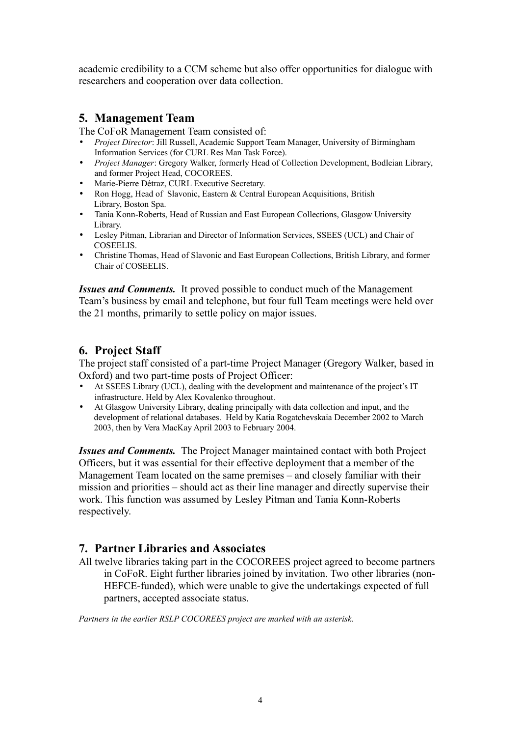academic credibility to a CCM scheme but also offer opportunities for dialogue with researchers and cooperation over data collection.

## 5. Management Team

The CoFoR Management Team consisted of:

- *Project Director*: Jill Russell, Academic Support Team Manager, University of Birmingham Information Services (for CURL Res Man Task Force).
- *Project Manager*: Gregory Walker, formerly Head of Collection Development, Bodleian Library, and former Project Head, COCOREES.
- Marie-Pierre Détraz, CURL Executive Secretary.
- Ron Hogg, Head of Slavonic, Eastern & Central European Acquisitions, British Library, Boston Spa.
- Tania Konn-Roberts, Head of Russian and East European Collections, Glasgow University Library.
- Lesley Pitman, Librarian and Director of Information Services, SSEES (UCL) and Chair of COSEELIS.
- Christine Thomas, Head of Slavonic and East European Collections, British Library, and former Chair of COSEELIS.

***Issues and Comments.*** It proved possible to conduct much of the Management Team's business by email and telephone, but four full Team meetings were held over the 21 months, primarily to settle policy on major issues.

## 6. Project Staff

The project staff consisted of a part-time Project Manager (Gregory Walker, based in Oxford) and two part-time posts of Project Officer:

- At SSEES Library (UCL), dealing with the development and maintenance of the project's IT infrastructure. Held by Alex Kovalenko throughout.
- At Glasgow University Library, dealing principally with data collection and input, and the development of relational databases. Held by Katia Rogatchevskaia December 2002 to March 2003, then by Vera MacKay April 2003 to February 2004.

***Issues and Comments.*** The Project Manager maintained contact with both Project Officers, but it was essential for their effective deployment that a member of the Management Team located on the same premises – and closely familiar with their mission and priorities – should act as their line manager and directly supervise their work. This function was assumed by Lesley Pitman and Tania Konn-Roberts respectively.

## 7. Partner Libraries and Associates

All twelve libraries taking part in the COCOREES project agreed to become partners in CoFoR. Eight further libraries joined by invitation. Two other libraries (non-HEFCE-funded), which were unable to give the undertakings expected of full partners, accepted associate status.

*Partners in the earlier RSLP COCOREES project are marked with an asterisk.*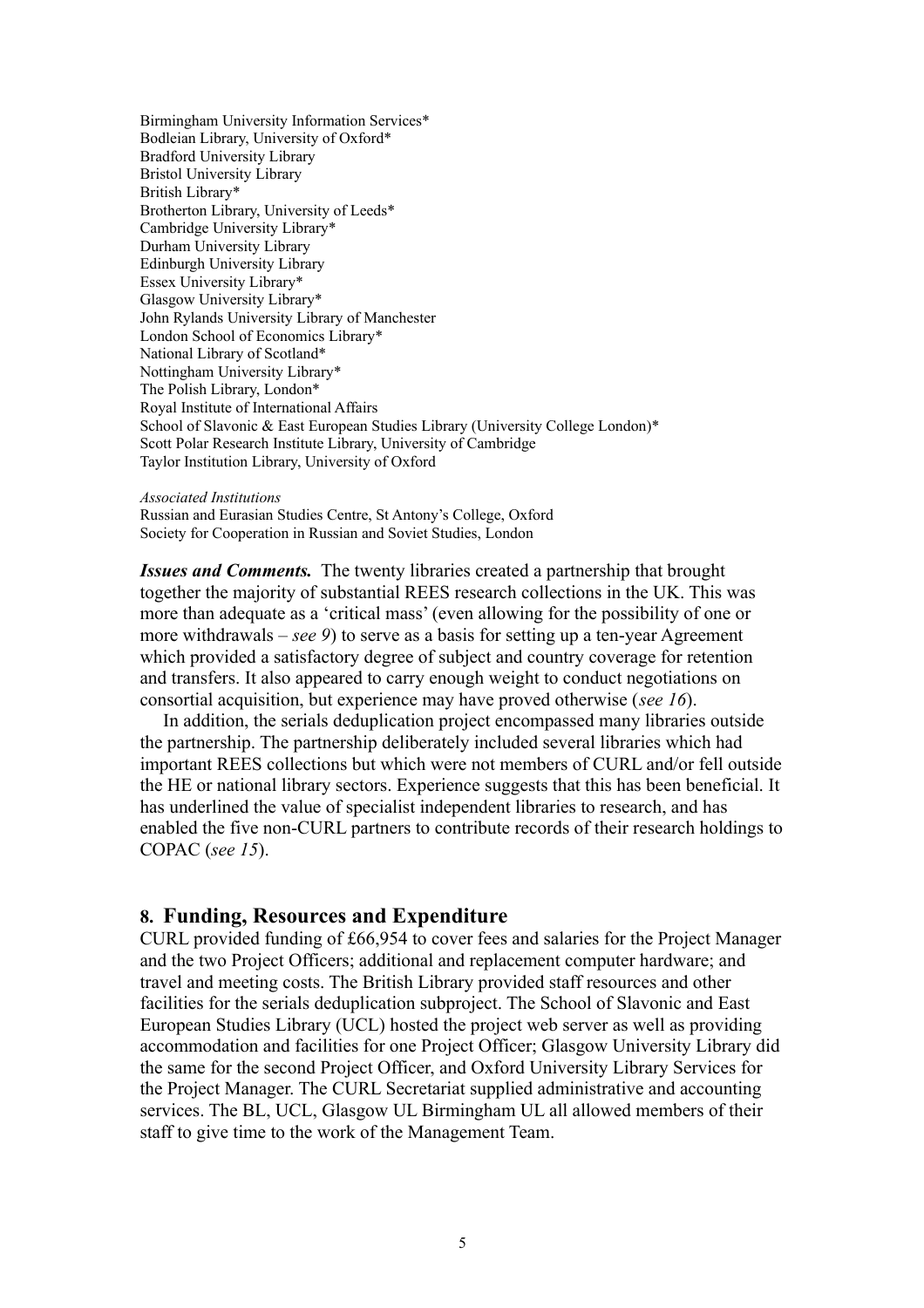Birmingham University Information Services*
Bodleian Library, University of Oxford*
Bradford University Library
Bristol University Library
British Library*
Brotherton Library, University of Leeds*
Cambridge University Library*
Durham University Library
Edinburgh University Library
Essex University Library*
Glasgow University Library*
John Rylands University Library of Manchester
London School of Economics Library*
National Library of Scotland*
Nottingham University Library*
The Polish Library, London*
Royal Institute of International Affairs
School of Slavonic & East European Studies Library (University College London)*
Scott Polar Research Institute Library, University of Cambridge
Taylor Institution Library, University of Oxford

*Associated Institutions*
Russian and Eurasian Studies Centre, St Antony's College, Oxford
Society for Cooperation in Russian and Soviet Studies, London

***Issues and Comments.*** The twenty libraries created a partnership that brought together the majority of substantial REES research collections in the UK. This was more than adequate as a 'critical mass' (even allowing for the possibility of one or more withdrawals – *see 9*) to serve as a basis for setting up a ten-year Agreement which provided a satisfactory degree of subject and country coverage for retention and transfers. It also appeared to carry enough weight to conduct negotiations on consortial acquisition, but experience may have proved otherwise (*see 16*).

In addition, the serials deduplication project encompassed many libraries outside the partnership. The partnership deliberately included several libraries which had important REES collections but which were not members of CURL and/or fell outside the HE or national library sectors. Experience suggests that this has been beneficial. It has underlined the value of specialist independent libraries to research, and has enabled the five non-CURL partners to contribute records of their research holdings to COPAC (*see 15*).

## 8. Funding, Resources and Expenditure

CURL provided funding of £66,954 to cover fees and salaries for the Project Manager and the two Project Officers; additional and replacement computer hardware; and travel and meeting costs. The British Library provided staff resources and other facilities for the serials deduplication subproject. The School of Slavonic and East European Studies Library (UCL) hosted the project web server as well as providing accommodation and facilities for one Project Officer; Glasgow University Library did the same for the second Project Officer, and Oxford University Library Services for the Project Manager. The CURL Secretariat supplied administrative and accounting services. The BL, UCL, Glasgow UL Birmingham UL all allowed members of their staff to give time to the work of the Management Team.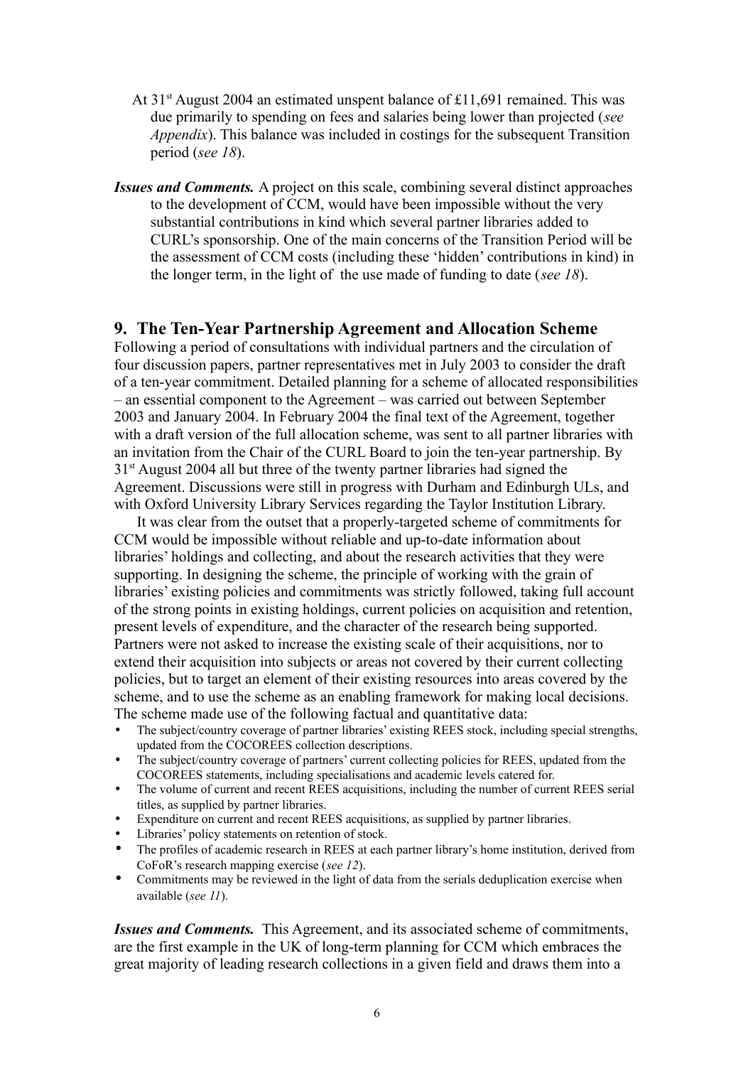At 31st August 2004 an estimated unspent balance of £11,691 remained. This was due primarily to spending on fees and salaries being lower than projected (*see Appendix*). This balance was included in costings for the subsequent Transition period (*see 18*).

***Issues and Comments.*** A project on this scale, combining several distinct approaches to the development of CCM, would have been impossible without the very substantial contributions in kind which several partner libraries added to CURL's sponsorship. One of the main concerns of the Transition Period will be the assessment of CCM costs (including these 'hidden' contributions in kind) in the longer term, in the light of the use made of funding to date (*see 18*).

## 9. The Ten-Year Partnership Agreement and Allocation Scheme

Following a period of consultations with individual partners and the circulation of four discussion papers, partner representatives met in July 2003 to consider the draft of a ten-year commitment. Detailed planning for a scheme of allocated responsibilities – an essential component to the Agreement – was carried out between September 2003 and January 2004. In February 2004 the final text of the Agreement, together with a draft version of the full allocation scheme, was sent to all partner libraries with an invitation from the Chair of the CURL Board to join the ten-year partnership. By 31st August 2004 all but three of the twenty partner libraries had signed the Agreement. Discussions were still in progress with Durham and Edinburgh ULs, and with Oxford University Library Services regarding the Taylor Institution Library.

It was clear from the outset that a properly-targeted scheme of commitments for CCM would be impossible without reliable and up-to-date information about libraries' holdings and collecting, and about the research activities that they were supporting. In designing the scheme, the principle of working with the grain of libraries' existing policies and commitments was strictly followed, taking full account of the strong points in existing holdings, current policies on acquisition and retention, present levels of expenditure, and the character of the research being supported. Partners were not asked to increase the existing scale of their acquisitions, nor to extend their acquisition into subjects or areas not covered by their current collecting policies, but to target an element of their existing resources into areas covered by the scheme, and to use the scheme as an enabling framework for making local decisions. The scheme made use of the following factual and quantitative data:

- The subject/country coverage of partner libraries' existing REES stock, including special strengths, updated from the COCOREES collection descriptions.
- The subject/country coverage of partners' current collecting policies for REES, updated from the COCOREES statements, including specialisations and academic levels catered for.
- The volume of current and recent REES acquisitions, including the number of current REES serial titles, as supplied by partner libraries.
- Expenditure on current and recent REES acquisitions, as supplied by partner libraries.
- Libraries' policy statements on retention of stock.
- The profiles of academic research in REES at each partner library's home institution, derived from CoFoR's research mapping exercise (*see 12*).
- Commitments may be reviewed in the light of data from the serials deduplication exercise when available (*see 11*).

***Issues and Comments.*** This Agreement, and its associated scheme of commitments, are the first example in the UK of long-term planning for CCM which embraces the great majority of leading research collections in a given field and draws them into a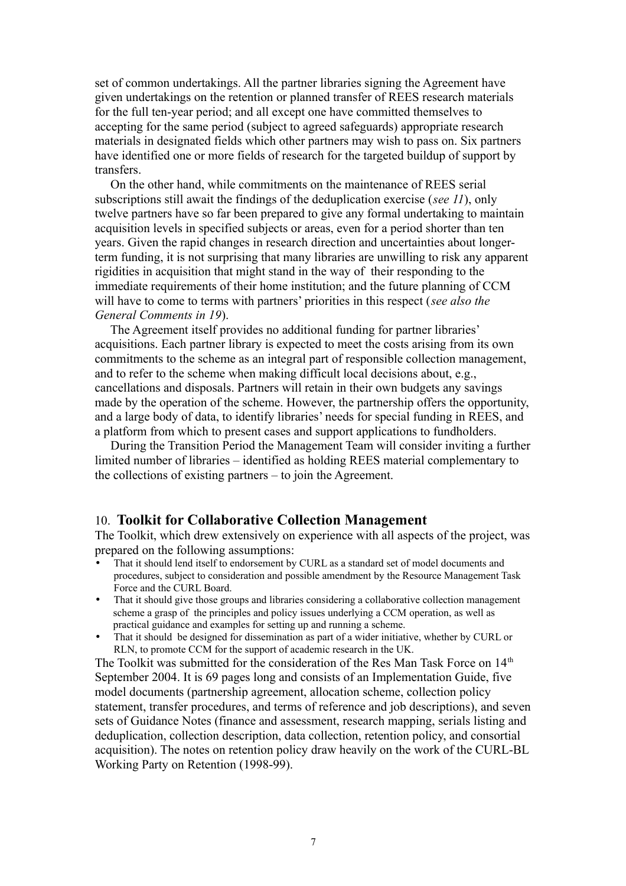set of common undertakings. All the partner libraries signing the Agreement have given undertakings on the retention or planned transfer of REES research materials for the full ten-year period; and all except one have committed themselves to accepting for the same period (subject to agreed safeguards) appropriate research materials in designated fields which other partners may wish to pass on. Six partners have identified one or more fields of research for the targeted buildup of support by transfers.

On the other hand, while commitments on the maintenance of REES serial subscriptions still await the findings of the deduplication exercise (*see 11*), only twelve partners have so far been prepared to give any formal undertaking to maintain acquisition levels in specified subjects or areas, even for a period shorter than ten years. Given the rapid changes in research direction and uncertainties about longer-term funding, it is not surprising that many libraries are unwilling to risk any apparent rigidities in acquisition that might stand in the way of their responding to the immediate requirements of their home institution; and the future planning of CCM will have to come to terms with partners' priorities in this respect (*see also the General Comments in 19*).

The Agreement itself provides no additional funding for partner libraries' acquisitions. Each partner library is expected to meet the costs arising from its own commitments to the scheme as an integral part of responsible collection management, and to refer to the scheme when making difficult local decisions about, e.g., cancellations and disposals. Partners will retain in their own budgets any savings made by the operation of the scheme. However, the partnership offers the opportunity, and a large body of data, to identify libraries' needs for special funding in REES, and a platform from which to present cases and support applications to fundholders.

During the Transition Period the Management Team will consider inviting a further limited number of libraries – identified as holding REES material complementary to the collections of existing partners – to join the Agreement.

## 10. **Toolkit for Collaborative Collection Management**

The Toolkit, which drew extensively on experience with all aspects of the project, was prepared on the following assumptions:

- That it should lend itself to endorsement by CURL as a standard set of model documents and procedures, subject to consideration and possible amendment by the Resource Management Task Force and the CURL Board.
- That it should give those groups and libraries considering a collaborative collection management scheme a grasp of the principles and policy issues underlying a CCM operation, as well as practical guidance and examples for setting up and running a scheme.
- That it should be designed for dissemination as part of a wider initiative, whether by CURL or RLN, to promote CCM for the support of academic research in the UK.

The Toolkit was submitted for the consideration of the Res Man Task Force on 14th September 2004. It is 69 pages long and consists of an Implementation Guide, five model documents (partnership agreement, allocation scheme, collection policy statement, transfer procedures, and terms of reference and job descriptions), and seven sets of Guidance Notes (finance and assessment, research mapping, serials listing and deduplication, collection description, data collection, retention policy, and consortial acquisition). The notes on retention policy draw heavily on the work of the CURL-BL Working Party on Retention (1998-99).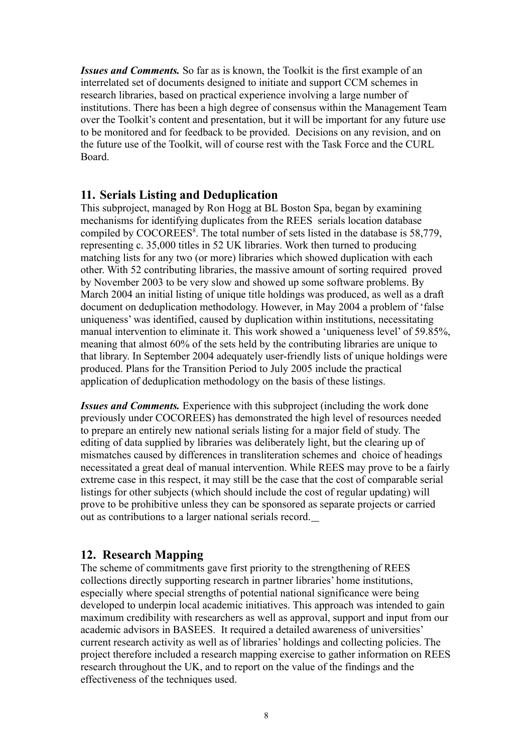***Issues and Comments.*** So far as is known, the Toolkit is the first example of an interrelated set of documents designed to initiate and support CCM schemes in research libraries, based on practical experience involving a large number of institutions. There has been a high degree of consensus within the Management Team over the Toolkit's content and presentation, but it will be important for any future use to be monitored and for feedback to be provided. Decisions on any revision, and on the future use of the Toolkit, will of course rest with the Task Force and the CURL Board.

## 11. Serials Listing and Deduplication

This subproject, managed by Ron Hogg at BL Boston Spa, began by examining mechanisms for identifying duplicates from the REES serials location database compiled by COCOREES[8]. The total number of sets listed in the database is 58,779, representing c. 35,000 titles in 52 UK libraries. Work then turned to producing matching lists for any two (or more) libraries which showed duplication with each other. With 52 contributing libraries, the massive amount of sorting required proved by November 2003 to be very slow and showed up some software problems. By March 2004 an initial listing of unique title holdings was produced, as well as a draft document on deduplication methodology. However, in May 2004 a problem of 'false uniqueness' was identified, caused by duplication within institutions, necessitating manual intervention to eliminate it. This work showed a 'uniqueness level' of 59.85%, meaning that almost 60% of the sets held by the contributing libraries are unique to that library. In September 2004 adequately user-friendly lists of unique holdings were produced. Plans for the Transition Period to July 2005 include the practical application of deduplication methodology on the basis of these listings.

***Issues and Comments.*** Experience with this subproject (including the work done previously under COCOREES) has demonstrated the high level of resources needed to prepare an entirely new national serials listing for a major field of study. The editing of data supplied by libraries was deliberately light, but the clearing up of mismatches caused by differences in transliteration schemes and choice of headings necessitated a great deal of manual intervention. While REES may prove to be a fairly extreme case in this respect, it may still be the case that the cost of comparable serial listings for other subjects (which should include the cost of regular updating) will prove to be prohibitive unless they can be sponsored as separate projects or carried out as contributions to a larger national serials record.

## 12. Research Mapping

The scheme of commitments gave first priority to the strengthening of REES collections directly supporting research in partner libraries' home institutions, especially where special strengths of potential national significance were being developed to underpin local academic initiatives. This approach was intended to gain maximum credibility with researchers as well as approval, support and input from our academic advisors in BASEES. It required a detailed awareness of universities' current research activity as well as of libraries' holdings and collecting policies. The project therefore included a research mapping exercise to gather information on REES research throughout the UK, and to report on the value of the findings and the effectiveness of the techniques used.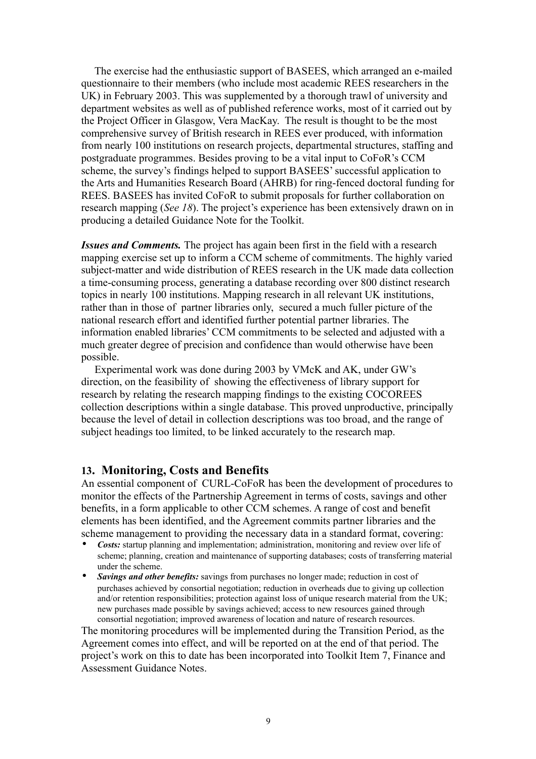The exercise had the enthusiastic support of BASEES, which arranged an e-mailed questionnaire to their members (who include most academic REES researchers in the UK) in February 2003. This was supplemented by a thorough trawl of university and department websites as well as of published reference works, most of it carried out by the Project Officer in Glasgow, Vera MacKay. The result is thought to be the most comprehensive survey of British research in REES ever produced, with information from nearly 100 institutions on research projects, departmental structures, staffing and postgraduate programmes. Besides proving to be a vital input to CoFoR's CCM scheme, the survey's findings helped to support BASEES' successful application to the Arts and Humanities Research Board (AHRB) for ring-fenced doctoral funding for REES. BASEES has invited CoFoR to submit proposals for further collaboration on research mapping (*See 18*). The project's experience has been extensively drawn on in producing a detailed Guidance Note for the Toolkit.

***Issues and Comments.*** The project has again been first in the field with a research mapping exercise set up to inform a CCM scheme of commitments. The highly varied subject-matter and wide distribution of REES research in the UK made data collection a time-consuming process, generating a database recording over 800 distinct research topics in nearly 100 institutions. Mapping research in all relevant UK institutions, rather than in those of partner libraries only, secured a much fuller picture of the national research effort and identified further potential partner libraries. The information enabled libraries' CCM commitments to be selected and adjusted with a much greater degree of precision and confidence than would otherwise have been possible.

Experimental work was done during 2003 by VMcK and AK, under GW's direction, on the feasibility of showing the effectiveness of library support for research by relating the research mapping findings to the existing COCOREES collection descriptions within a single database. This proved unproductive, principally because the level of detail in collection descriptions was too broad, and the range of subject headings too limited, to be linked accurately to the research map.

## 13. Monitoring, Costs and Benefits

An essential component of CURL-CoFoR has been the development of procedures to monitor the effects of the Partnership Agreement in terms of costs, savings and other benefits, in a form applicable to other CCM schemes. A range of cost and benefit elements has been identified, and the Agreement commits partner libraries and the scheme management to providing the necessary data in a standard format, covering:

- ***Costs:*** startup planning and implementation; administration, monitoring and review over life of scheme; planning, creation and maintenance of supporting databases; costs of transferring material under the scheme.
- ***Savings and other benefits:*** savings from purchases no longer made; reduction in cost of purchases achieved by consortial negotiation; reduction in overheads due to giving up collection and/or retention responsibilities; protection against loss of unique research material from the UK; new purchases made possible by savings achieved; access to new resources gained through consortial negotiation; improved awareness of location and nature of research resources.

The monitoring procedures will be implemented during the Transition Period, as the Agreement comes into effect, and will be reported on at the end of that period. The project's work on this to date has been incorporated into Toolkit Item 7, Finance and Assessment Guidance Notes.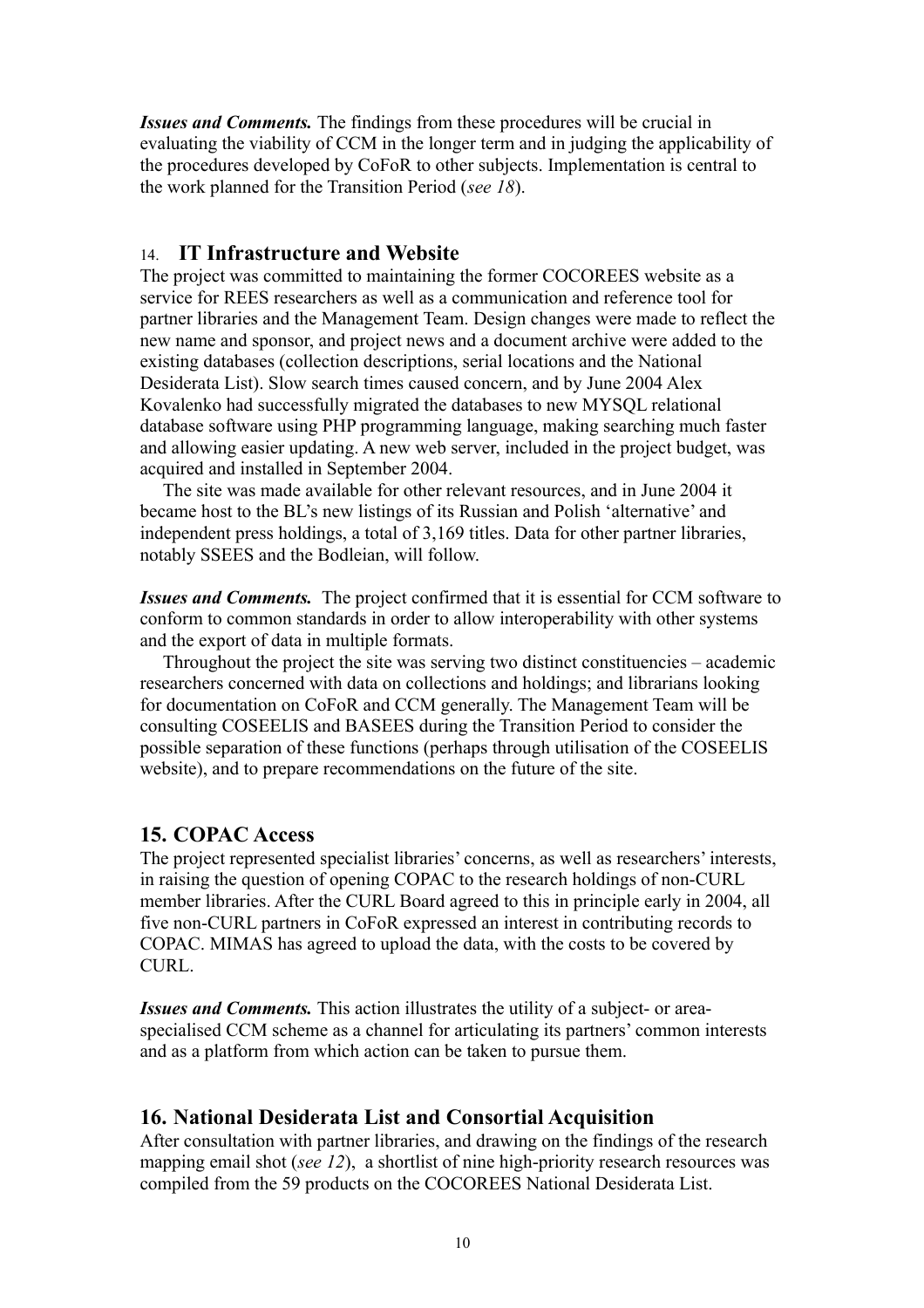***Issues and Comments.*** The findings from these procedures will be crucial in evaluating the viability of CCM in the longer term and in judging the applicability of the procedures developed by CoFoR to other subjects. Implementation is central to the work planned for the Transition Period (*see 18*).

## 14. IT Infrastructure and Website

The project was committed to maintaining the former COCOREES website as a service for REES researchers as well as a communication and reference tool for partner libraries and the Management Team. Design changes were made to reflect the new name and sponsor, and project news and a document archive were added to the existing databases (collection descriptions, serial locations and the National Desiderata List). Slow search times caused concern, and by June 2004 Alex Kovalenko had successfully migrated the databases to new MYSQL relational database software using PHP programming language, making searching much faster and allowing easier updating. A new web server, included in the project budget, was acquired and installed in September 2004.

The site was made available for other relevant resources, and in June 2004 it became host to the BL's new listings of its Russian and Polish 'alternative' and independent press holdings, a total of 3,169 titles. Data for other partner libraries, notably SSEES and the Bodleian, will follow.

***Issues and Comments.*** The project confirmed that it is essential for CCM software to conform to common standards in order to allow interoperability with other systems and the export of data in multiple formats.

Throughout the project the site was serving two distinct constituencies – academic researchers concerned with data on collections and holdings; and librarians looking for documentation on CoFoR and CCM generally. The Management Team will be consulting COSEELIS and BASEES during the Transition Period to consider the possible separation of these functions (perhaps through utilisation of the COSEELIS website), and to prepare recommendations on the future of the site.

## 15. COPAC Access

The project represented specialist libraries' concerns, as well as researchers' interests, in raising the question of opening COPAC to the research holdings of non-CURL member libraries. After the CURL Board agreed to this in principle early in 2004, all five non-CURL partners in CoFoR expressed an interest in contributing records to COPAC. MIMAS has agreed to upload the data, with the costs to be covered by CURL.

***Issues and Comments.*** This action illustrates the utility of a subject- or area-specialised CCM scheme as a channel for articulating its partners' common interests and as a platform from which action can be taken to pursue them.

## 16. National Desiderata List and Consortial Acquisition

After consultation with partner libraries, and drawing on the findings of the research mapping email shot (*see 12*), a shortlist of nine high-priority research resources was compiled from the 59 products on the COCOREES National Desiderata List.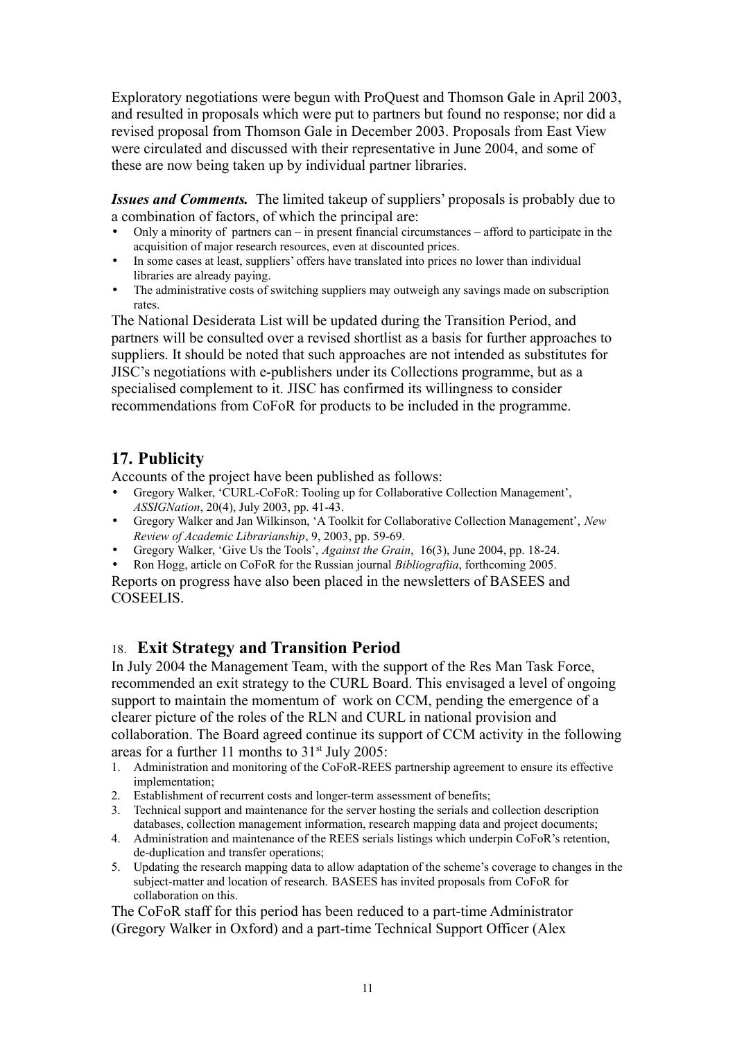Exploratory negotiations were begun with ProQuest and Thomson Gale in April 2003, and resulted in proposals which were put to partners but found no response; nor did a revised proposal from Thomson Gale in December 2003. Proposals from East View were circulated and discussed with their representative in June 2004, and some of these are now being taken up by individual partner libraries.

***Issues and Comments.*** The limited takeup of suppliers' proposals is probably due to a combination of factors, of which the principal are:

- Only a minority of partners can – in present financial circumstances – afford to participate in the acquisition of major research resources, even at discounted prices.
- In some cases at least, suppliers' offers have translated into prices no lower than individual libraries are already paying.
- The administrative costs of switching suppliers may outweigh any savings made on subscription rates.

The National Desiderata List will be updated during the Transition Period, and partners will be consulted over a revised shortlist as a basis for further approaches to suppliers. It should be noted that such approaches are not intended as substitutes for JISC's negotiations with e-publishers under its Collections programme, but as a specialised complement to it. JISC has confirmed its willingness to consider recommendations from CoFoR for products to be included in the programme.

## 17. Publicity

Accounts of the project have been published as follows:

- Gregory Walker, 'CURL-CoFoR: Tooling up for Collaborative Collection Management', *ASSIGNation*, 20(4), July 2003, pp. 41-43.
- Gregory Walker and Jan Wilkinson, 'A Toolkit for Collaborative Collection Management', *New Review of Academic Librarianship*, 9, 2003, pp. 59-69.
- Gregory Walker, 'Give Us the Tools', *Against the Grain*, 16(3), June 2004, pp. 18-24.
- Ron Hogg, article on CoFoR for the Russian journal *Bibliografiia*, forthcoming 2005.

Reports on progress have also been placed in the newsletters of BASEES and COSEELIS.

## 18. Exit Strategy and Transition Period

In July 2004 the Management Team, with the support of the Res Man Task Force, recommended an exit strategy to the CURL Board. This envisaged a level of ongoing support to maintain the momentum of work on CCM, pending the emergence of a clearer picture of the roles of the RLN and CURL in national provision and collaboration. The Board agreed continue its support of CCM activity in the following areas for a further 11 months to 31st July 2005:

1. Administration and monitoring of the CoFoR-REES partnership agreement to ensure its effective implementation;
2. Establishment of recurrent costs and longer-term assessment of benefits;
3. Technical support and maintenance for the server hosting the serials and collection description databases, collection management information, research mapping data and project documents;
4. Administration and maintenance of the REES serials listings which underpin CoFoR's retention, de-duplication and transfer operations;
5. Updating the research mapping data to allow adaptation of the scheme's coverage to changes in the subject-matter and location of research. BASEES has invited proposals from CoFoR for collaboration on this.

The CoFoR staff for this period has been reduced to a part-time Administrator (Gregory Walker in Oxford) and a part-time Technical Support Officer (Alex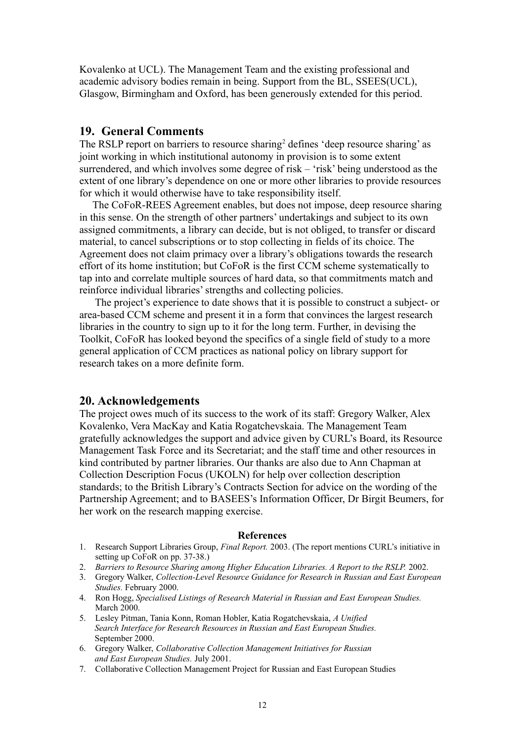Kovalenko at UCL). The Management Team and the existing professional and academic advisory bodies remain in being. Support from the BL, SSEES(UCL), Glasgow, Birmingham and Oxford, has been generously extended for this period.

## 19. General Comments

The RSLP report on barriers to resource sharing[2] defines 'deep resource sharing' as joint working in which institutional autonomy in provision is to some extent surrendered, and which involves some degree of risk – 'risk' being understood as the extent of one library's dependence on one or more other libraries to provide resources for which it would otherwise have to take responsibility itself.

The CoFoR-REES Agreement enables, but does not impose, deep resource sharing in this sense. On the strength of other partners' undertakings and subject to its own assigned commitments, a library can decide, but is not obliged, to transfer or discard material, to cancel subscriptions or to stop collecting in fields of its choice. The Agreement does not claim primacy over a library's obligations towards the research effort of its home institution; but CoFoR is the first CCM scheme systematically to tap into and correlate multiple sources of hard data, so that commitments match and reinforce individual libraries' strengths and collecting policies.

The project's experience to date shows that it is possible to construct a subject- or area-based CCM scheme and present it in a form that convinces the largest research libraries in the country to sign up to it for the long term. Further, in devising the Toolkit, CoFoR has looked beyond the specifics of a single field of study to a more general application of CCM practices as national policy on library support for research takes on a more definite form.

## 20. Acknowledgements

The project owes much of its success to the work of its staff: Gregory Walker, Alex Kovalenko, Vera MacKay and Katia Rogatchevskaia. The Management Team gratefully acknowledges the support and advice given by CURL's Board, its Resource Management Task Force and its Secretariat; and the staff time and other resources in kind contributed by partner libraries. Our thanks are also due to Ann Chapman at Collection Description Focus (UKOLN) for help over collection description standards; to the British Library's Contracts Section for advice on the wording of the Partnership Agreement; and to BASEES's Information Officer, Dr Birgit Beumers, for her work on the research mapping exercise.

### References

1. Research Support Libraries Group, *Final Report.* 2003. (The report mentions CURL's initiative in setting up CoFoR on pp. 37-38.)
2. *Barriers to Resource Sharing among Higher Education Libraries. A Report to the RSLP.* 2002.
3. Gregory Walker, *Collection-Level Resource Guidance for Research in Russian and East European Studies.* February 2000.
4. Ron Hogg, *Specialised Listings of Research Material in Russian and East European Studies.* March 2000.
5. Lesley Pitman, Tania Konn, Roman Hobler, Katia Rogatchevskaia, *A Unified Search Interface for Research Resources in Russian and East European Studies.* September 2000.
6. Gregory Walker, *Collaborative Collection Management Initiatives for Russian and East European Studies.* July 2001.
7. Collaborative Collection Management Project for Russian and East European Studies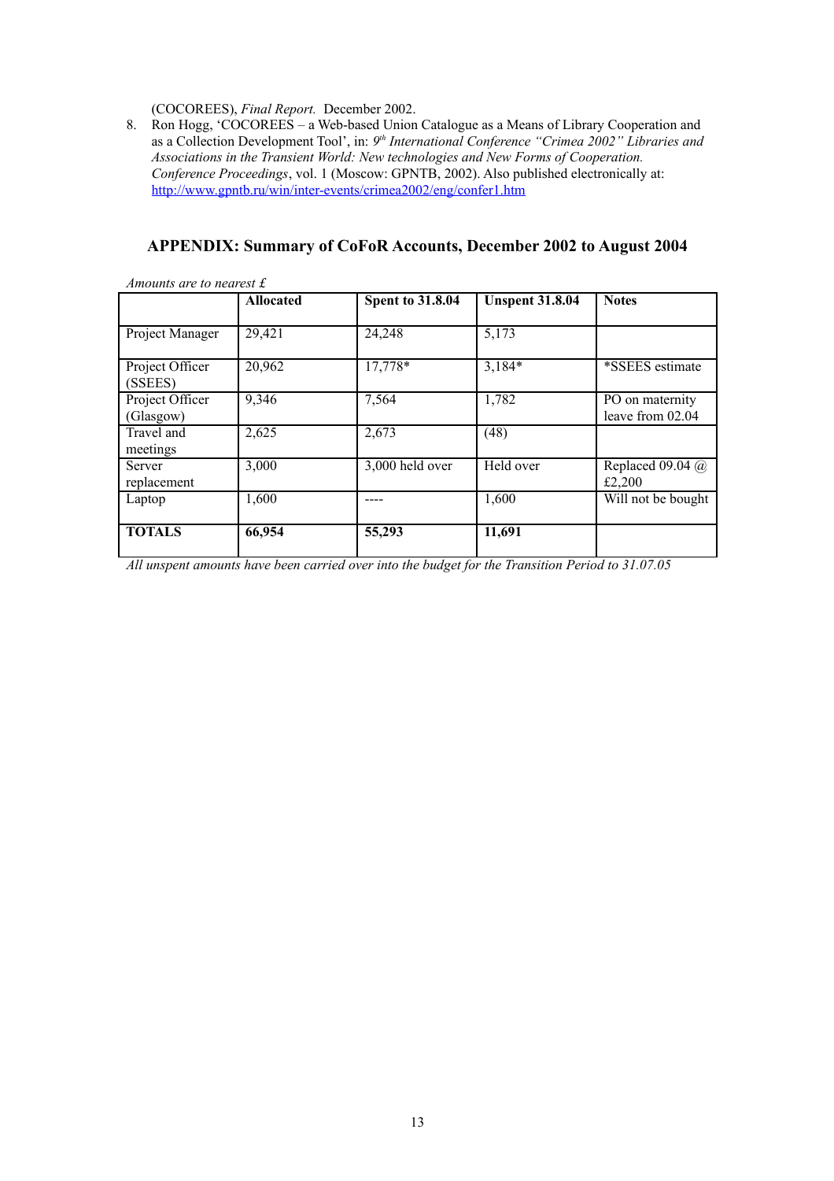(COCOREES), *Final Report.* December 2002.

8. Ron Hogg, 'COCOREES – a Web-based Union Catalogue as a Means of Library Cooperation and as a Collection Development Tool', in: *9th International Conference "Crimea 2002" Libraries and Associations in the Transient World: New technologies and New Forms of Cooperation. Conference Proceedings*, vol. 1 (Moscow: GPNTB, 2002). Also published electronically at: http://www.gpntb.ru/win/inter-events/crimea2002/eng/confer1.htm

## APPENDIX: Summary of CoFoR Accounts, December 2002 to August 2004

*Amounts are to nearest £*

| | **Allocated** | **Spent to 31.8.04** | **Unspent 31.8.04** | **Notes** |
|---|---|---|---|---|
| Project Manager | 29,421 | 24,248 | 5,173 | |
| Project Officer (SSEES) | 20,962 | 17,778* | 3,184* | *SSEES estimate |
| Project Officer (Glasgow) | 9,346 | 7,564 | 1,782 | PO on maternity leave from 02.04 |
| Travel and meetings | 2,625 | 2,673 | (48) | |
| Server replacement | 3,000 | 3,000 held over | Held over | Replaced 09.04 @ £2,200 |
| Laptop | 1,600 | ---- | 1,600 | Will not be bought |
| **TOTALS** | **66,954** | **55,293** | **11,691** | |

*All unspent amounts have been carried over into the budget for the Transition Period to 31.07.05*